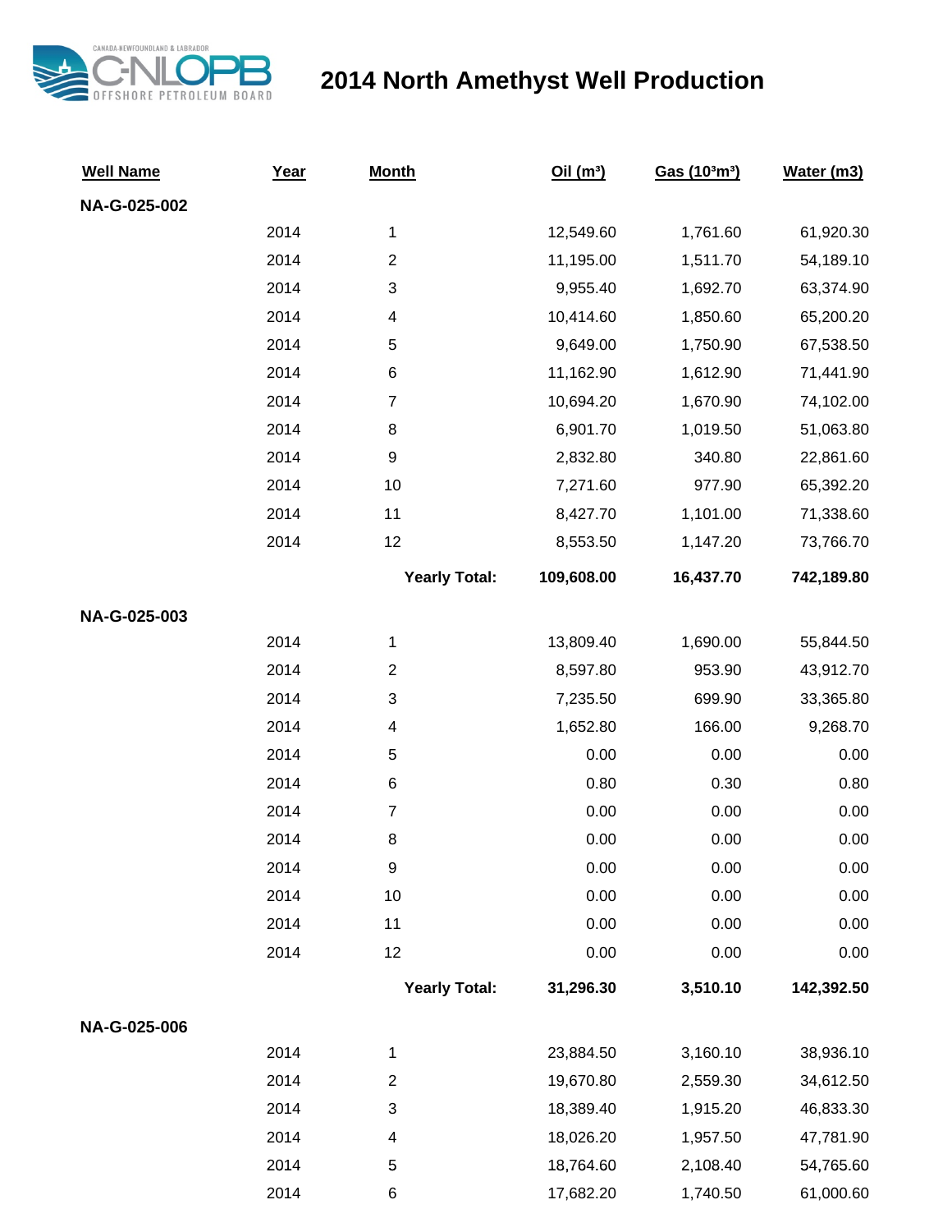# 2014 North Amethyst Well Production

CANADA-NEWFOUNDLAND & LABRADOR C-NLOPB OFFSHORE PETROLEUM BOARD

| Well Name | Year | Month | Oil ($m^3$) | Gas ($10^3m^3$) | Water (m3) |
|---|---|---|---|---|---|
| **NA-G-025-002** | | | | | |
| | 2014 | 1 | 12,549.60 | 1,761.60 | 61,920.30 |
| | 2014 | 2 | 11,195.00 | 1,511.70 | 54,189.10 |
| | 2014 | 3 | 9,955.40 | 1,692.70 | 63,374.90 |
| | 2014 | 4 | 10,414.60 | 1,850.60 | 65,200.20 |
| | 2014 | 5 | 9,649.00 | 1,750.90 | 67,538.50 |
| | 2014 | 6 | 11,162.90 | 1,612.90 | 71,441.90 |
| | 2014 | 7 | 10,694.20 | 1,670.90 | 74,102.00 |
| | 2014 | 8 | 6,901.70 | 1,019.50 | 51,063.80 |
| | 2014 | 9 | 2,832.80 | 340.80 | 22,861.60 |
| | 2014 | 10 | 7,271.60 | 977.90 | 65,392.20 |
| | 2014 | 11 | 8,427.70 | 1,101.00 | 71,338.60 |
| | 2014 | 12 | 8,553.50 | 1,147.20 | 73,766.70 |
| | | **Yearly Total:** | **109,608.00** | **16,437.70** | **742,189.80** |
| **NA-G-025-003** | | | | | |
| | 2014 | 1 | 13,809.40 | 1,690.00 | 55,844.50 |
| | 2014 | 2 | 8,597.80 | 953.90 | 43,912.70 |
| | 2014 | 3 | 7,235.50 | 699.90 | 33,365.80 |
| | 2014 | 4 | 1,652.80 | 166.00 | 9,268.70 |
| | 2014 | 5 | 0.00 | 0.00 | 0.00 |
| | 2014 | 6 | 0.80 | 0.30 | 0.80 |
| | 2014 | 7 | 0.00 | 0.00 | 0.00 |
| | 2014 | 8 | 0.00 | 0.00 | 0.00 |
| | 2014 | 9 | 0.00 | 0.00 | 0.00 |
| | 2014 | 10 | 0.00 | 0.00 | 0.00 |
| | 2014 | 11 | 0.00 | 0.00 | 0.00 |
| | 2014 | 12 | 0.00 | 0.00 | 0.00 |
| | | **Yearly Total:** | **31,296.30** | **3,510.10** | **142,392.50** |
| **NA-G-025-006** | | | | | |
| | 2014 | 1 | 23,884.50 | 3,160.10 | 38,936.10 |
| | 2014 | 2 | 19,670.80 | 2,559.30 | 34,612.50 |
| | 2014 | 3 | 18,389.40 | 1,915.20 | 46,833.30 |
| | 2014 | 4 | 18,026.20 | 1,957.50 | 47,781.90 |
| | 2014 | 5 | 18,764.60 | 2,108.40 | 54,765.60 |
| | 2014 | 6 | 17,682.20 | 1,740.50 | 61,000.60 |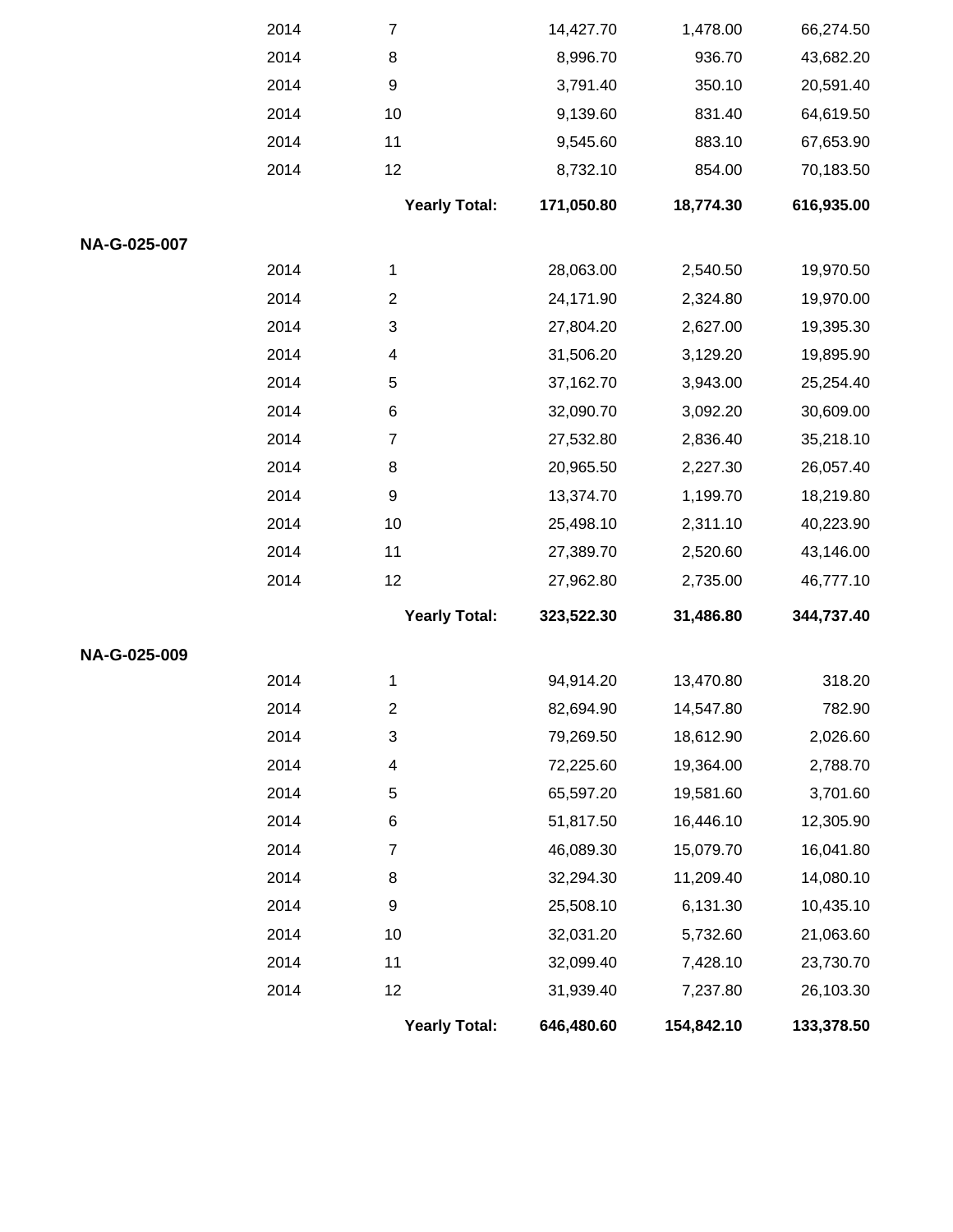| | | | | | |
|---|---|---|---|---|---|
| | 2014 | 7 | 14,427.70 | 1,478.00 | 66,274.50 |
| | 2014 | 8 | 8,996.70 | 936.70 | 43,682.20 |
| | 2014 | 9 | 3,791.40 | 350.10 | 20,591.40 |
| | 2014 | 10 | 9,139.60 | 831.40 | 64,619.50 |
| | 2014 | 11 | 9,545.60 | 883.10 | 67,653.90 |
| | 2014 | 12 | 8,732.10 | 854.00 | 70,183.50 |
| | | **Yearly Total:** | **171,050.80** | **18,774.30** | **616,935.00** |
| **NA-G-025-007** | | | | | |
| | 2014 | 1 | 28,063.00 | 2,540.50 | 19,970.50 |
| | 2014 | 2 | 24,171.90 | 2,324.80 | 19,970.00 |
| | 2014 | 3 | 27,804.20 | 2,627.00 | 19,395.30 |
| | 2014 | 4 | 31,506.20 | 3,129.20 | 19,895.90 |
| | 2014 | 5 | 37,162.70 | 3,943.00 | 25,254.40 |
| | 2014 | 6 | 32,090.70 | 3,092.20 | 30,609.00 |
| | 2014 | 7 | 27,532.80 | 2,836.40 | 35,218.10 |
| | 2014 | 8 | 20,965.50 | 2,227.30 | 26,057.40 |
| | 2014 | 9 | 13,374.70 | 1,199.70 | 18,219.80 |
| | 2014 | 10 | 25,498.10 | 2,311.10 | 40,223.90 |
| | 2014 | 11 | 27,389.70 | 2,520.60 | 43,146.00 |
| | 2014 | 12 | 27,962.80 | 2,735.00 | 46,777.10 |
| | | **Yearly Total:** | **323,522.30** | **31,486.80** | **344,737.40** |
| **NA-G-025-009** | | | | | |
| | 2014 | 1 | 94,914.20 | 13,470.80 | 318.20 |
| | 2014 | 2 | 82,694.90 | 14,547.80 | 782.90 |
| | 2014 | 3 | 79,269.50 | 18,612.90 | 2,026.60 |
| | 2014 | 4 | 72,225.60 | 19,364.00 | 2,788.70 |
| | 2014 | 5 | 65,597.20 | 19,581.60 | 3,701.60 |
| | 2014 | 6 | 51,817.50 | 16,446.10 | 12,305.90 |
| | 2014 | 7 | 46,089.30 | 15,079.70 | 16,041.80 |
| | 2014 | 8 | 32,294.30 | 11,209.40 | 14,080.10 |
| | 2014 | 9 | 25,508.10 | 6,131.30 | 10,435.10 |
| | 2014 | 10 | 32,031.20 | 5,732.60 | 21,063.60 |
| | 2014 | 11 | 32,099.40 | 7,428.10 | 23,730.70 |
| | 2014 | 12 | 31,939.40 | 7,237.80 | 26,103.30 |
| | | **Yearly Total:** | **646,480.60** | **154,842.10** | **133,378.50** |